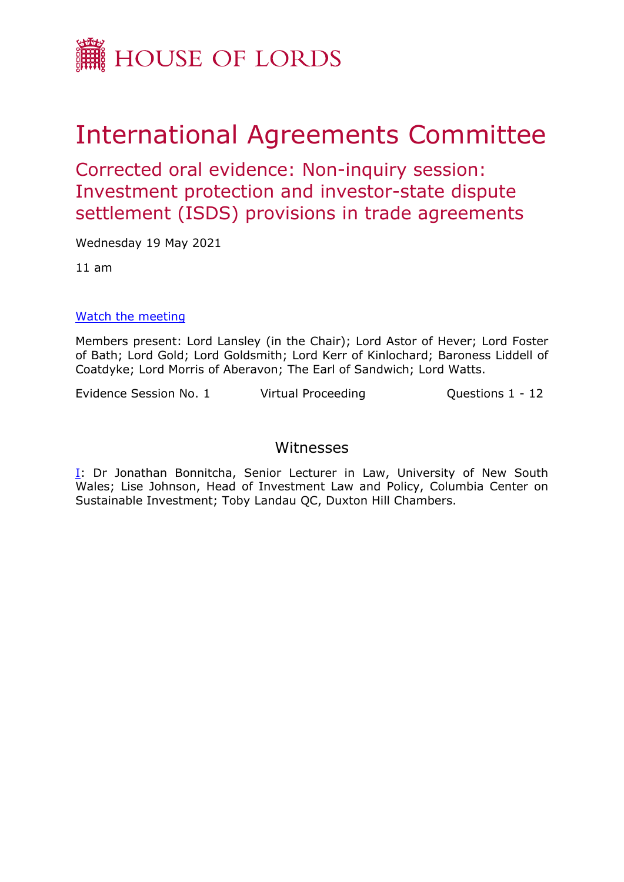HOUSE OF LORDS

# International Agreements Committee

## Corrected oral evidence: Non-inquiry session: Investment protection and investor-state dispute settlement (ISDS) provisions in trade agreements

Wednesday 19 May 2021

11 am

[Watch the meeting]()

Members present: Lord Lansley (in the Chair); Lord Astor of Hever; Lord Foster of Bath; Lord Gold; Lord Goldsmith; Lord Kerr of Kinlochard; Baroness Liddell of Coatdyke; Lord Morris of Aberavon; The Earl of Sandwich; Lord Watts.

Evidence Session No. 1 | Virtual Proceeding | Questions 1 - 12

### Witnesses

[I](): Dr Jonathan Bonnitcha, Senior Lecturer in Law, University of New South Wales; Lise Johnson, Head of Investment Law and Policy, Columbia Center on Sustainable Investment; Toby Landau QC, Duxton Hill Chambers.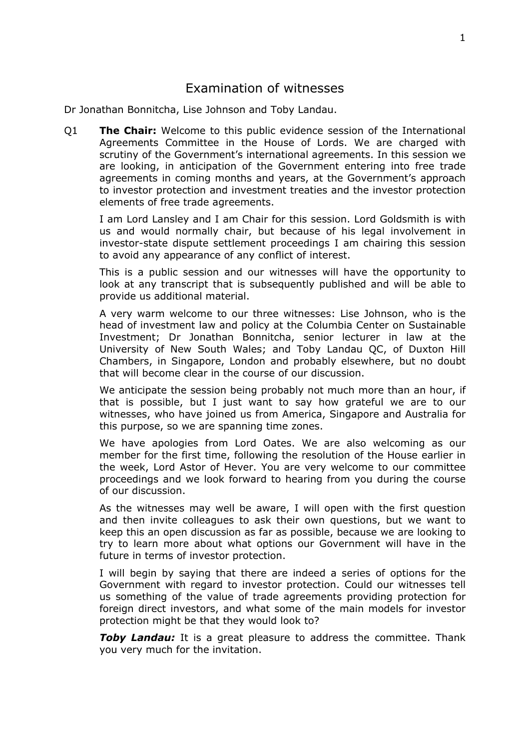# Examination of witnesses

Dr Jonathan Bonnitcha, Lise Johnson and Toby Landau.

Q1 **The Chair:** Welcome to this public evidence session of the International Agreements Committee in the House of Lords. We are charged with scrutiny of the Government's international agreements. In this session we are looking, in anticipation of the Government entering into free trade agreements in coming months and years, at the Government's approach to investor protection and investment treaties and the investor protection elements of free trade agreements.

I am Lord Lansley and I am Chair for this session. Lord Goldsmith is with us and would normally chair, but because of his legal involvement in investor-state dispute settlement proceedings I am chairing this session to avoid any appearance of any conflict of interest.

This is a public session and our witnesses will have the opportunity to look at any transcript that is subsequently published and will be able to provide us additional material.

A very warm welcome to our three witnesses: Lise Johnson, who is the head of investment law and policy at the Columbia Center on Sustainable Investment; Dr Jonathan Bonnitcha, senior lecturer in law at the University of New South Wales; and Toby Landau QC, of Duxton Hill Chambers, in Singapore, London and probably elsewhere, but no doubt that will become clear in the course of our discussion.

We anticipate the session being probably not much more than an hour, if that is possible, but I just want to say how grateful we are to our witnesses, who have joined us from America, Singapore and Australia for this purpose, so we are spanning time zones.

We have apologies from Lord Oates. We are also welcoming as our member for the first time, following the resolution of the House earlier in the week, Lord Astor of Hever. You are very welcome to our committee proceedings and we look forward to hearing from you during the course of our discussion.

As the witnesses may well be aware, I will open with the first question and then invite colleagues to ask their own questions, but we want to keep this an open discussion as far as possible, because we are looking to try to learn more about what options our Government will have in the future in terms of investor protection.

I will begin by saying that there are indeed a series of options for the Government with regard to investor protection. Could our witnesses tell us something of the value of trade agreements providing protection for foreign direct investors, and what some of the main models for investor protection might be that they would look to?

***Toby Landau:*** It is a great pleasure to address the committee. Thank you very much for the invitation.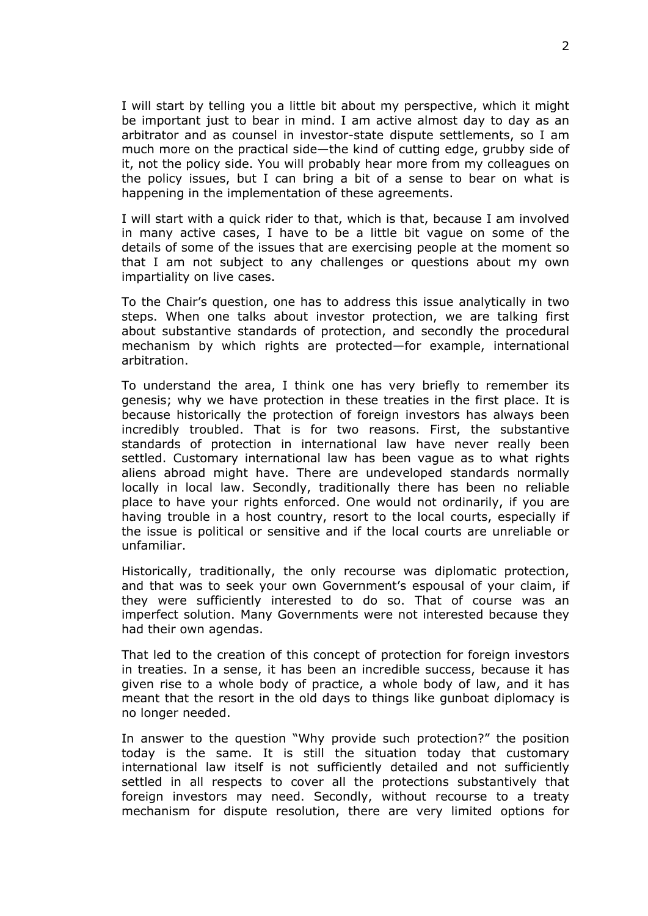I will start by telling you a little bit about my perspective, which it might be important just to bear in mind. I am active almost day to day as an arbitrator and as counsel in investor-state dispute settlements, so I am much more on the practical side—the kind of cutting edge, grubby side of it, not the policy side. You will probably hear more from my colleagues on the policy issues, but I can bring a bit of a sense to bear on what is happening in the implementation of these agreements.

I will start with a quick rider to that, which is that, because I am involved in many active cases, I have to be a little bit vague on some of the details of some of the issues that are exercising people at the moment so that I am not subject to any challenges or questions about my own impartiality on live cases.

To the Chair's question, one has to address this issue analytically in two steps. When one talks about investor protection, we are talking first about substantive standards of protection, and secondly the procedural mechanism by which rights are protected—for example, international arbitration.

To understand the area, I think one has very briefly to remember its genesis; why we have protection in these treaties in the first place. It is because historically the protection of foreign investors has always been incredibly troubled. That is for two reasons. First, the substantive standards of protection in international law have never really been settled. Customary international law has been vague as to what rights aliens abroad might have. There are undeveloped standards normally locally in local law. Secondly, traditionally there has been no reliable place to have your rights enforced. One would not ordinarily, if you are having trouble in a host country, resort to the local courts, especially if the issue is political or sensitive and if the local courts are unreliable or unfamiliar.

Historically, traditionally, the only recourse was diplomatic protection, and that was to seek your own Government's espousal of your claim, if they were sufficiently interested to do so. That of course was an imperfect solution. Many Governments were not interested because they had their own agendas.

That led to the creation of this concept of protection for foreign investors in treaties. In a sense, it has been an incredible success, because it has given rise to a whole body of practice, a whole body of law, and it has meant that the resort in the old days to things like gunboat diplomacy is no longer needed.

In answer to the question "Why provide such protection?" the position today is the same. It is still the situation today that customary international law itself is not sufficiently detailed and not sufficiently settled in all respects to cover all the protections substantively that foreign investors may need. Secondly, without recourse to a treaty mechanism for dispute resolution, there are very limited options for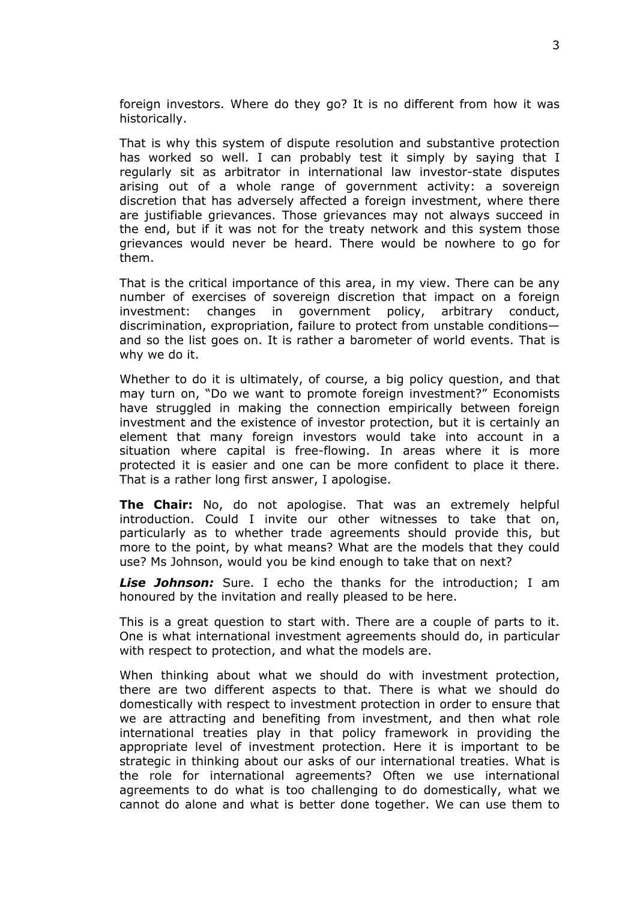foreign investors. Where do they go? It is no different from how it was historically.

That is why this system of dispute resolution and substantive protection has worked so well. I can probably test it simply by saying that I regularly sit as arbitrator in international law investor-state disputes arising out of a whole range of government activity: a sovereign discretion that has adversely affected a foreign investment, where there are justifiable grievances. Those grievances may not always succeed in the end, but if it was not for the treaty network and this system those grievances would never be heard. There would be nowhere to go for them.

That is the critical importance of this area, in my view. There can be any number of exercises of sovereign discretion that impact on a foreign investment: changes in government policy, arbitrary conduct, discrimination, expropriation, failure to protect from unstable conditions—and so the list goes on. It is rather a barometer of world events. That is why we do it.

Whether to do it is ultimately, of course, a big policy question, and that may turn on, "Do we want to promote foreign investment?" Economists have struggled in making the connection empirically between foreign investment and the existence of investor protection, but it is certainly an element that many foreign investors would take into account in a situation where capital is free-flowing. In areas where it is more protected it is easier and one can be more confident to place it there. That is a rather long first answer, I apologise.

**The Chair:** No, do not apologise. That was an extremely helpful introduction. Could I invite our other witnesses to take that on, particularly as to whether trade agreements should provide this, but more to the point, by what means? What are the models that they could use? Ms Johnson, would you be kind enough to take that on next?

***Lise Johnson:*** Sure. I echo the thanks for the introduction; I am honoured by the invitation and really pleased to be here.

This is a great question to start with. There are a couple of parts to it. One is what international investment agreements should do, in particular with respect to protection, and what the models are.

When thinking about what we should do with investment protection, there are two different aspects to that. There is what we should do domestically with respect to investment protection in order to ensure that we are attracting and benefiting from investment, and then what role international treaties play in that policy framework in providing the appropriate level of investment protection. Here it is important to be strategic in thinking about our asks of our international treaties. What is the role for international agreements? Often we use international agreements to do what is too challenging to do domestically, what we cannot do alone and what is better done together. We can use them to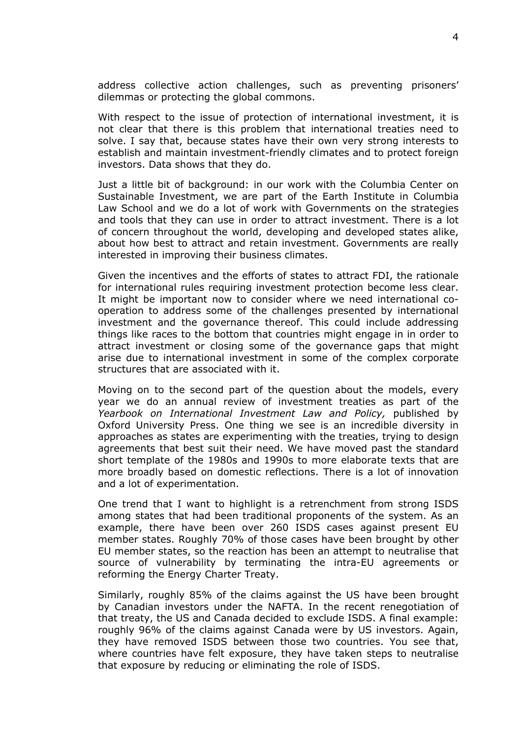address collective action challenges, such as preventing prisoners' dilemmas or protecting the global commons.

With respect to the issue of protection of international investment, it is not clear that there is this problem that international treaties need to solve. I say that, because states have their own very strong interests to establish and maintain investment-friendly climates and to protect foreign investors. Data shows that they do.

Just a little bit of background: in our work with the Columbia Center on Sustainable Investment, we are part of the Earth Institute in Columbia Law School and we do a lot of work with Governments on the strategies and tools that they can use in order to attract investment. There is a lot of concern throughout the world, developing and developed states alike, about how best to attract and retain investment. Governments are really interested in improving their business climates.

Given the incentives and the efforts of states to attract FDI, the rationale for international rules requiring investment protection become less clear. It might be important now to consider where we need international co-operation to address some of the challenges presented by international investment and the governance thereof. This could include addressing things like races to the bottom that countries might engage in in order to attract investment or closing some of the governance gaps that might arise due to international investment in some of the complex corporate structures that are associated with it.

Moving on to the second part of the question about the models, every year we do an annual review of investment treaties as part of the *Yearbook on International Investment Law and Policy,* published by Oxford University Press. One thing we see is an incredible diversity in approaches as states are experimenting with the treaties, trying to design agreements that best suit their need. We have moved past the standard short template of the 1980s and 1990s to more elaborate texts that are more broadly based on domestic reflections. There is a lot of innovation and a lot of experimentation.

One trend that I want to highlight is a retrenchment from strong ISDS among states that had been traditional proponents of the system. As an example, there have been over 260 ISDS cases against present EU member states. Roughly 70% of those cases have been brought by other EU member states, so the reaction has been an attempt to neutralise that source of vulnerability by terminating the intra-EU agreements or reforming the Energy Charter Treaty.

Similarly, roughly 85% of the claims against the US have been brought by Canadian investors under the NAFTA. In the recent renegotiation of that treaty, the US and Canada decided to exclude ISDS. A final example: roughly 96% of the claims against Canada were by US investors. Again, they have removed ISDS between those two countries. You see that, where countries have felt exposure, they have taken steps to neutralise that exposure by reducing or eliminating the role of ISDS.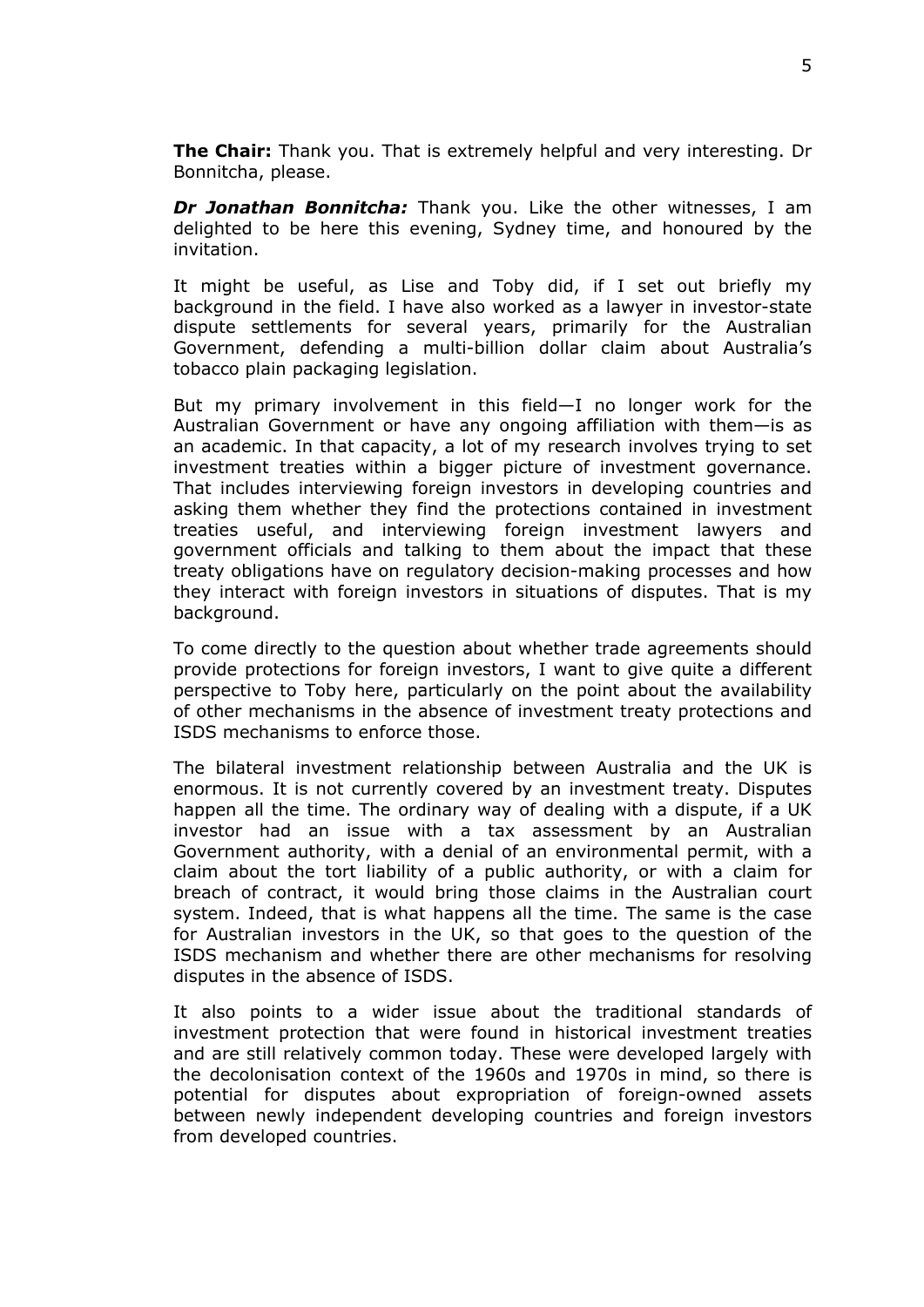**The Chair:** Thank you. That is extremely helpful and very interesting. Dr Bonnitcha, please.

***Dr Jonathan Bonnitcha:*** Thank you. Like the other witnesses, I am delighted to be here this evening, Sydney time, and honoured by the invitation.

It might be useful, as Lise and Toby did, if I set out briefly my background in the field. I have also worked as a lawyer in investor-state dispute settlements for several years, primarily for the Australian Government, defending a multi-billion dollar claim about Australia's tobacco plain packaging legislation.

But my primary involvement in this field—I no longer work for the Australian Government or have any ongoing affiliation with them—is as an academic. In that capacity, a lot of my research involves trying to set investment treaties within a bigger picture of investment governance. That includes interviewing foreign investors in developing countries and asking them whether they find the protections contained in investment treaties useful, and interviewing foreign investment lawyers and government officials and talking to them about the impact that these treaty obligations have on regulatory decision-making processes and how they interact with foreign investors in situations of disputes. That is my background.

To come directly to the question about whether trade agreements should provide protections for foreign investors, I want to give quite a different perspective to Toby here, particularly on the point about the availability of other mechanisms in the absence of investment treaty protections and ISDS mechanisms to enforce those.

The bilateral investment relationship between Australia and the UK is enormous. It is not currently covered by an investment treaty. Disputes happen all the time. The ordinary way of dealing with a dispute, if a UK investor had an issue with a tax assessment by an Australian Government authority, with a denial of an environmental permit, with a claim about the tort liability of a public authority, or with a claim for breach of contract, it would bring those claims in the Australian court system. Indeed, that is what happens all the time. The same is the case for Australian investors in the UK, so that goes to the question of the ISDS mechanism and whether there are other mechanisms for resolving disputes in the absence of ISDS.

It also points to a wider issue about the traditional standards of investment protection that were found in historical investment treaties and are still relatively common today. These were developed largely with the decolonisation context of the 1960s and 1970s in mind, so there is potential for disputes about expropriation of foreign-owned assets between newly independent developing countries and foreign investors from developed countries.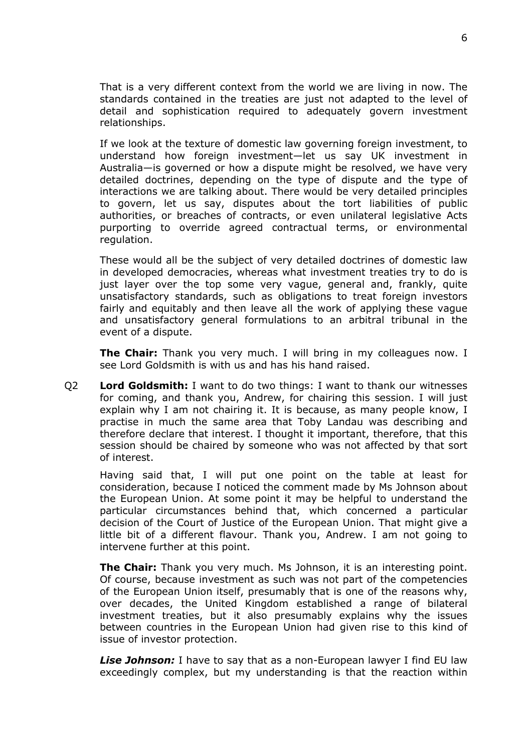That is a very different context from the world we are living in now. The standards contained in the treaties are just not adapted to the level of detail and sophistication required to adequately govern investment relationships.

If we look at the texture of domestic law governing foreign investment, to understand how foreign investment—let us say UK investment in Australia—is governed or how a dispute might be resolved, we have very detailed doctrines, depending on the type of dispute and the type of interactions we are talking about. There would be very detailed principles to govern, let us say, disputes about the tort liabilities of public authorities, or breaches of contracts, or even unilateral legislative Acts purporting to override agreed contractual terms, or environmental regulation.

These would all be the subject of very detailed doctrines of domestic law in developed democracies, whereas what investment treaties try to do is just layer over the top some very vague, general and, frankly, quite unsatisfactory standards, such as obligations to treat foreign investors fairly and equitably and then leave all the work of applying these vague and unsatisfactory general formulations to an arbitral tribunal in the event of a dispute.

**The Chair:** Thank you very much. I will bring in my colleagues now. I see Lord Goldsmith is with us and has his hand raised.

Q2 **Lord Goldsmith:** I want to do two things: I want to thank our witnesses for coming, and thank you, Andrew, for chairing this session. I will just explain why I am not chairing it. It is because, as many people know, I practise in much the same area that Toby Landau was describing and therefore declare that interest. I thought it important, therefore, that this session should be chaired by someone who was not affected by that sort of interest.

Having said that, I will put one point on the table at least for consideration, because I noticed the comment made by Ms Johnson about the European Union. At some point it may be helpful to understand the particular circumstances behind that, which concerned a particular decision of the Court of Justice of the European Union. That might give a little bit of a different flavour. Thank you, Andrew. I am not going to intervene further at this point.

**The Chair:** Thank you very much. Ms Johnson, it is an interesting point. Of course, because investment as such was not part of the competencies of the European Union itself, presumably that is one of the reasons why, over decades, the United Kingdom established a range of bilateral investment treaties, but it also presumably explains why the issues between countries in the European Union had given rise to this kind of issue of investor protection.

***Lise Johnson:*** I have to say that as a non-European lawyer I find EU law exceedingly complex, but my understanding is that the reaction within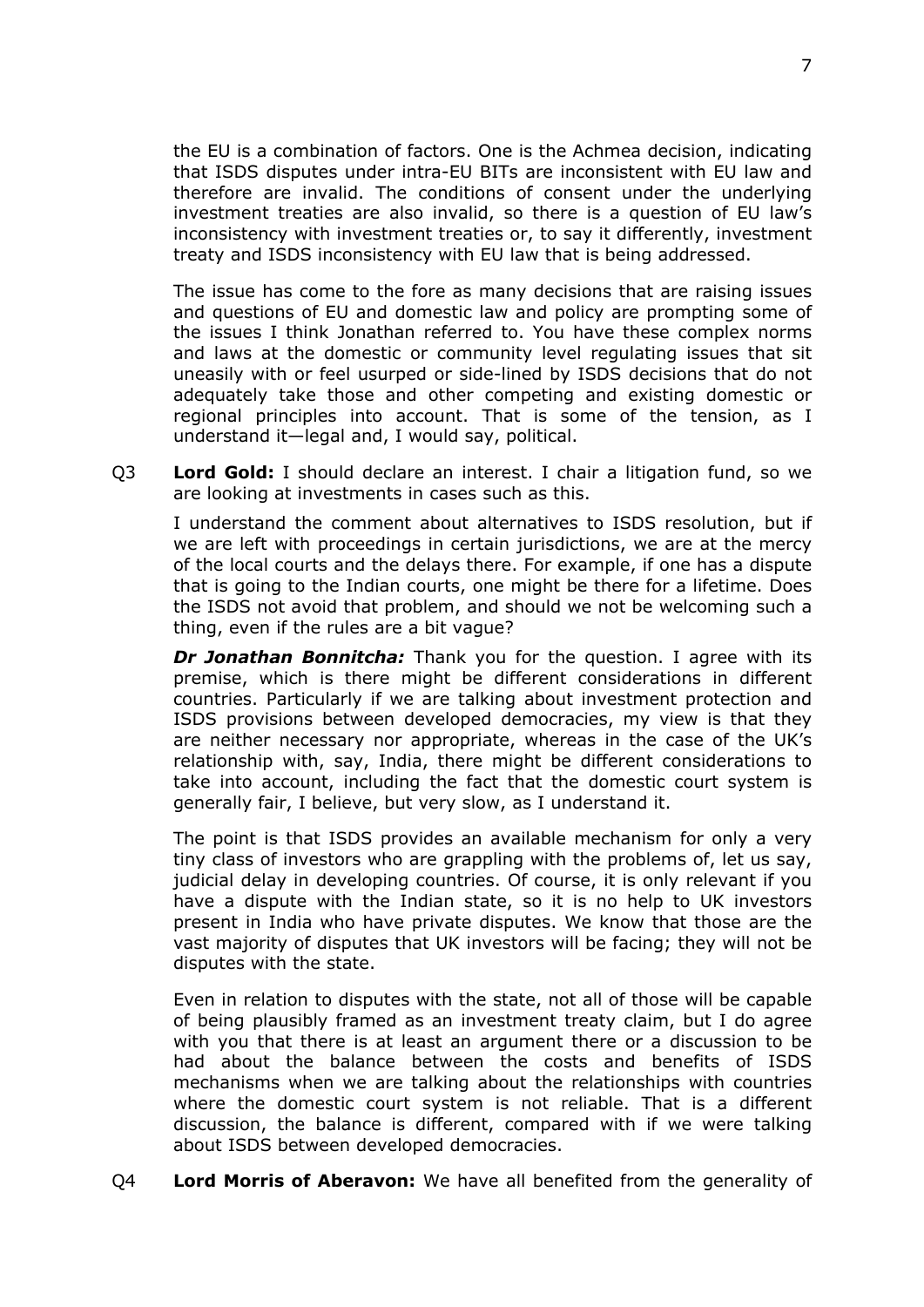the EU is a combination of factors. One is the Achmea decision, indicating that ISDS disputes under intra-EU BITs are inconsistent with EU law and therefore are invalid. The conditions of consent under the underlying investment treaties are also invalid, so there is a question of EU law's inconsistency with investment treaties or, to say it differently, investment treaty and ISDS inconsistency with EU law that is being addressed.

The issue has come to the fore as many decisions that are raising issues and questions of EU and domestic law and policy are prompting some of the issues I think Jonathan referred to. You have these complex norms and laws at the domestic or community level regulating issues that sit uneasily with or feel usurped or side-lined by ISDS decisions that do not adequately take those and other competing and existing domestic or regional principles into account. That is some of the tension, as I understand it—legal and, I would say, political.

Q3 **Lord Gold:** I should declare an interest. I chair a litigation fund, so we are looking at investments in cases such as this.

I understand the comment about alternatives to ISDS resolution, but if we are left with proceedings in certain jurisdictions, we are at the mercy of the local courts and the delays there. For example, if one has a dispute that is going to the Indian courts, one might be there for a lifetime. Does the ISDS not avoid that problem, and should we not be welcoming such a thing, even if the rules are a bit vague?

***Dr Jonathan Bonnitcha:*** Thank you for the question. I agree with its premise, which is there might be different considerations in different countries. Particularly if we are talking about investment protection and ISDS provisions between developed democracies, my view is that they are neither necessary nor appropriate, whereas in the case of the UK's relationship with, say, India, there might be different considerations to take into account, including the fact that the domestic court system is generally fair, I believe, but very slow, as I understand it.

The point is that ISDS provides an available mechanism for only a very tiny class of investors who are grappling with the problems of, let us say, judicial delay in developing countries. Of course, it is only relevant if you have a dispute with the Indian state, so it is no help to UK investors present in India who have private disputes. We know that those are the vast majority of disputes that UK investors will be facing; they will not be disputes with the state.

Even in relation to disputes with the state, not all of those will be capable of being plausibly framed as an investment treaty claim, but I do agree with you that there is at least an argument there or a discussion to be had about the balance between the costs and benefits of ISDS mechanisms when we are talking about the relationships with countries where the domestic court system is not reliable. That is a different discussion, the balance is different, compared with if we were talking about ISDS between developed democracies.

Q4 **Lord Morris of Aberavon:** We have all benefited from the generality of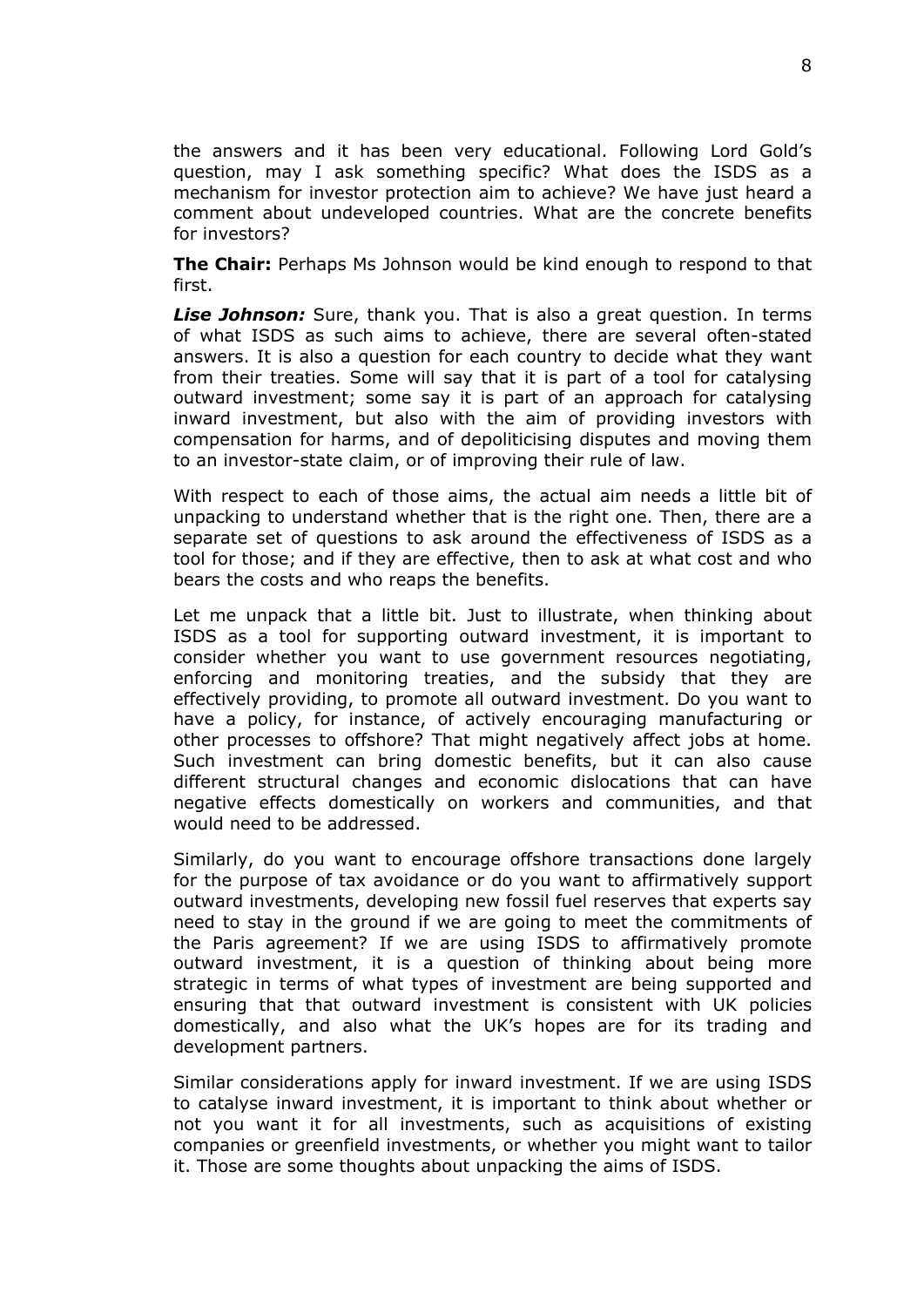the answers and it has been very educational. Following Lord Gold's question, may I ask something specific? What does the ISDS as a mechanism for investor protection aim to achieve? We have just heard a comment about undeveloped countries. What are the concrete benefits for investors?

**The Chair:** Perhaps Ms Johnson would be kind enough to respond to that first.

***Lise Johnson:*** Sure, thank you. That is also a great question. In terms of what ISDS as such aims to achieve, there are several often-stated answers. It is also a question for each country to decide what they want from their treaties. Some will say that it is part of a tool for catalysing outward investment; some say it is part of an approach for catalysing inward investment, but also with the aim of providing investors with compensation for harms, and of depoliticising disputes and moving them to an investor-state claim, or of improving their rule of law.

With respect to each of those aims, the actual aim needs a little bit of unpacking to understand whether that is the right one. Then, there are a separate set of questions to ask around the effectiveness of ISDS as a tool for those; and if they are effective, then to ask at what cost and who bears the costs and who reaps the benefits.

Let me unpack that a little bit. Just to illustrate, when thinking about ISDS as a tool for supporting outward investment, it is important to consider whether you want to use government resources negotiating, enforcing and monitoring treaties, and the subsidy that they are effectively providing, to promote all outward investment. Do you want to have a policy, for instance, of actively encouraging manufacturing or other processes to offshore? That might negatively affect jobs at home. Such investment can bring domestic benefits, but it can also cause different structural changes and economic dislocations that can have negative effects domestically on workers and communities, and that would need to be addressed.

Similarly, do you want to encourage offshore transactions done largely for the purpose of tax avoidance or do you want to affirmatively support outward investments, developing new fossil fuel reserves that experts say need to stay in the ground if we are going to meet the commitments of the Paris agreement? If we are using ISDS to affirmatively promote outward investment, it is a question of thinking about being more strategic in terms of what types of investment are being supported and ensuring that that outward investment is consistent with UK policies domestically, and also what the UK's hopes are for its trading and development partners.

Similar considerations apply for inward investment. If we are using ISDS to catalyse inward investment, it is important to think about whether or not you want it for all investments, such as acquisitions of existing companies or greenfield investments, or whether you might want to tailor it. Those are some thoughts about unpacking the aims of ISDS.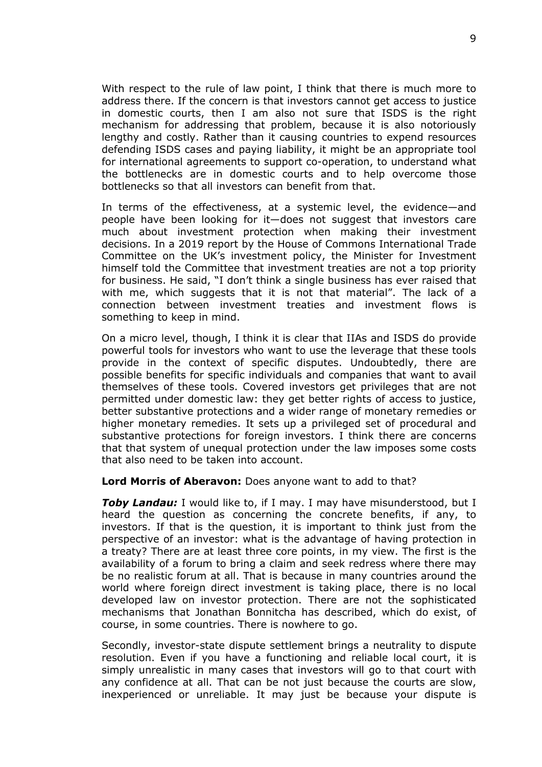With respect to the rule of law point, I think that there is much more to address there. If the concern is that investors cannot get access to justice in domestic courts, then I am also not sure that ISDS is the right mechanism for addressing that problem, because it is also notoriously lengthy and costly. Rather than it causing countries to expend resources defending ISDS cases and paying liability, it might be an appropriate tool for international agreements to support co-operation, to understand what the bottlenecks are in domestic courts and to help overcome those bottlenecks so that all investors can benefit from that.

In terms of the effectiveness, at a systemic level, the evidence—and people have been looking for it—does not suggest that investors care much about investment protection when making their investment decisions. In a 2019 report by the House of Commons International Trade Committee on the UK's investment policy, the Minister for Investment himself told the Committee that investment treaties are not a top priority for business. He said, "I don't think a single business has ever raised that with me, which suggests that it is not that material". The lack of a connection between investment treaties and investment flows is something to keep in mind.

On a micro level, though, I think it is clear that IIAs and ISDS do provide powerful tools for investors who want to use the leverage that these tools provide in the context of specific disputes. Undoubtedly, there are possible benefits for specific individuals and companies that want to avail themselves of these tools. Covered investors get privileges that are not permitted under domestic law: they get better rights of access to justice, better substantive protections and a wider range of monetary remedies or higher monetary remedies. It sets up a privileged set of procedural and substantive protections for foreign investors. I think there are concerns that that system of unequal protection under the law imposes some costs that also need to be taken into account.

**Lord Morris of Aberavon:** Does anyone want to add to that?

***Toby Landau:*** I would like to, if I may. I may have misunderstood, but I heard the question as concerning the concrete benefits, if any, to investors. If that is the question, it is important to think just from the perspective of an investor: what is the advantage of having protection in a treaty? There are at least three core points, in my view. The first is the availability of a forum to bring a claim and seek redress where there may be no realistic forum at all. That is because in many countries around the world where foreign direct investment is taking place, there is no local developed law on investor protection. There are not the sophisticated mechanisms that Jonathan Bonnitcha has described, which do exist, of course, in some countries. There is nowhere to go.

Secondly, investor-state dispute settlement brings a neutrality to dispute resolution. Even if you have a functioning and reliable local court, it is simply unrealistic in many cases that investors will go to that court with any confidence at all. That can be not just because the courts are slow, inexperienced or unreliable. It may just be because your dispute is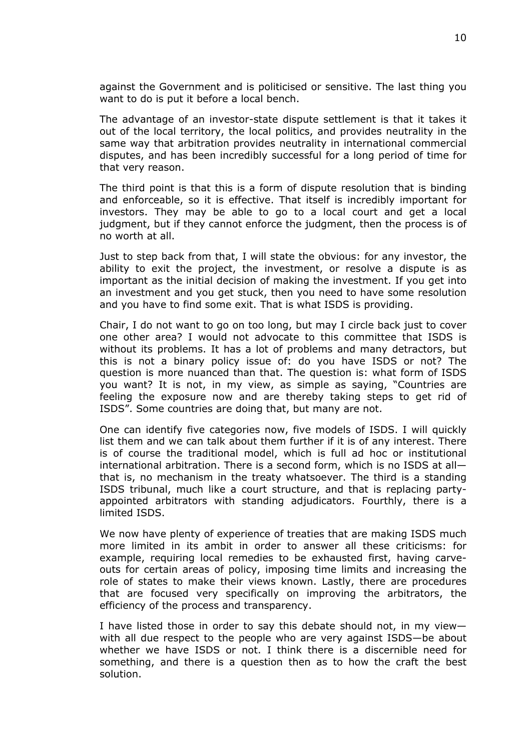against the Government and is politicised or sensitive. The last thing you want to do is put it before a local bench.

The advantage of an investor-state dispute settlement is that it takes it out of the local territory, the local politics, and provides neutrality in the same way that arbitration provides neutrality in international commercial disputes, and has been incredibly successful for a long period of time for that very reason.

The third point is that this is a form of dispute resolution that is binding and enforceable, so it is effective. That itself is incredibly important for investors. They may be able to go to a local court and get a local judgment, but if they cannot enforce the judgment, then the process is of no worth at all.

Just to step back from that, I will state the obvious: for any investor, the ability to exit the project, the investment, or resolve a dispute is as important as the initial decision of making the investment. If you get into an investment and you get stuck, then you need to have some resolution and you have to find some exit. That is what ISDS is providing.

Chair, I do not want to go on too long, but may I circle back just to cover one other area? I would not advocate to this committee that ISDS is without its problems. It has a lot of problems and many detractors, but this is not a binary policy issue of: do you have ISDS or not? The question is more nuanced than that. The question is: what form of ISDS you want? It is not, in my view, as simple as saying, "Countries are feeling the exposure now and are thereby taking steps to get rid of ISDS". Some countries are doing that, but many are not.

One can identify five categories now, five models of ISDS. I will quickly list them and we can talk about them further if it is of any interest. There is of course the traditional model, which is full ad hoc or institutional international arbitration. There is a second form, which is no ISDS at all—that is, no mechanism in the treaty whatsoever. The third is a standing ISDS tribunal, much like a court structure, and that is replacing party-appointed arbitrators with standing adjudicators. Fourthly, there is a limited ISDS.

We now have plenty of experience of treaties that are making ISDS much more limited in its ambit in order to answer all these criticisms: for example, requiring local remedies to be exhausted first, having carve-outs for certain areas of policy, imposing time limits and increasing the role of states to make their views known. Lastly, there are procedures that are focused very specifically on improving the arbitrators, the efficiency of the process and transparency.

I have listed those in order to say this debate should not, in my view—with all due respect to the people who are very against ISDS—be about whether we have ISDS or not. I think there is a discernible need for something, and there is a question then as to how the craft the best solution.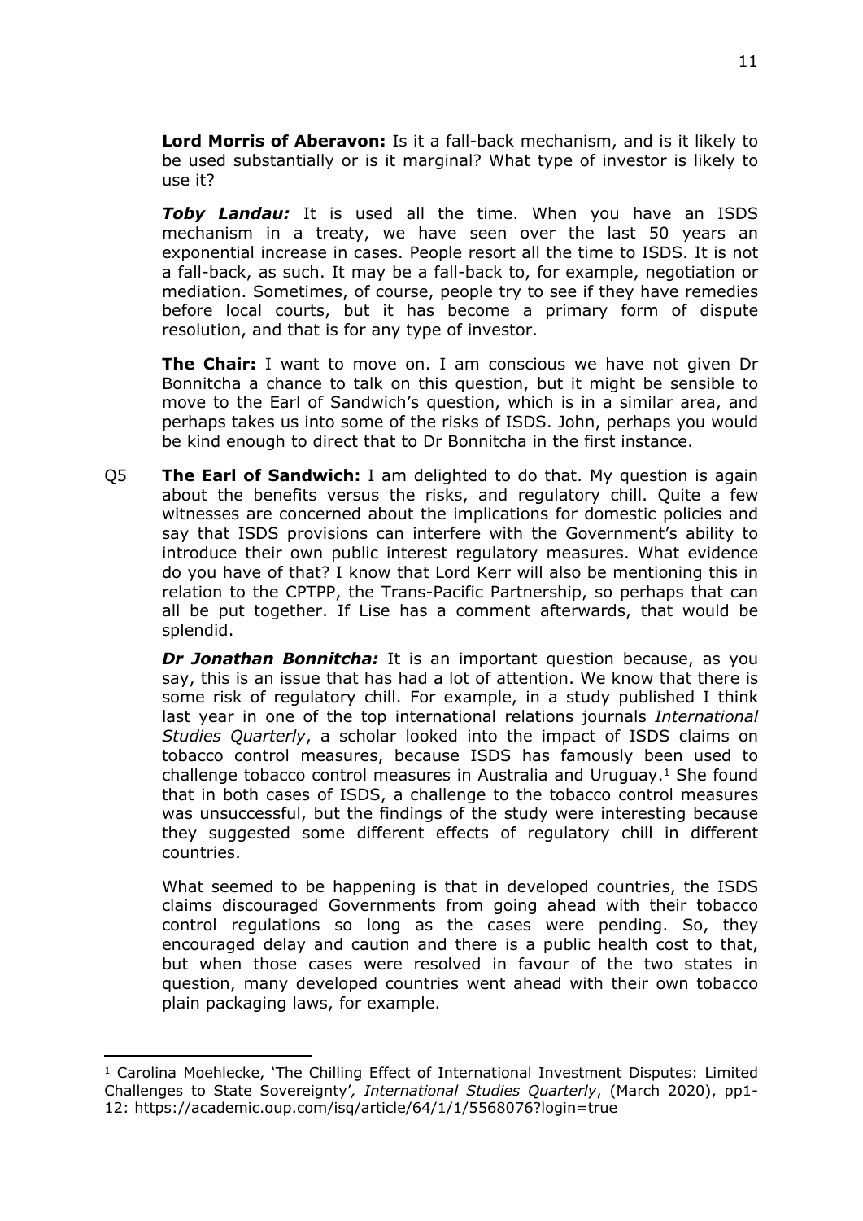**Lord Morris of Aberavon:** Is it a fall-back mechanism, and is it likely to be used substantially or is it marginal? What type of investor is likely to use it?

***Toby Landau:*** It is used all the time. When you have an ISDS mechanism in a treaty, we have seen over the last 50 years an exponential increase in cases. People resort all the time to ISDS. It is not a fall-back, as such. It may be a fall-back to, for example, negotiation or mediation. Sometimes, of course, people try to see if they have remedies before local courts, but it has become a primary form of dispute resolution, and that is for any type of investor.

**The Chair:** I want to move on. I am conscious we have not given Dr Bonnitcha a chance to talk on this question, but it might be sensible to move to the Earl of Sandwich's question, which is in a similar area, and perhaps takes us into some of the risks of ISDS. John, perhaps you would be kind enough to direct that to Dr Bonnitcha in the first instance.

Q5 **The Earl of Sandwich:** I am delighted to do that. My question is again about the benefits versus the risks, and regulatory chill. Quite a few witnesses are concerned about the implications for domestic policies and say that ISDS provisions can interfere with the Government's ability to introduce their own public interest regulatory measures. What evidence do you have of that? I know that Lord Kerr will also be mentioning this in relation to the CPTPP, the Trans-Pacific Partnership, so perhaps that can all be put together. If Lise has a comment afterwards, that would be splendid.

***Dr Jonathan Bonnitcha:*** It is an important question because, as you say, this is an issue that has had a lot of attention. We know that there is some risk of regulatory chill. For example, in a study published I think last year in one of the top international relations journals *International Studies Quarterly*, a scholar looked into the impact of ISDS claims on tobacco control measures, because ISDS has famously been used to challenge tobacco control measures in Australia and Uruguay.[1] She found that in both cases of ISDS, a challenge to the tobacco control measures was unsuccessful, but the findings of the study were interesting because they suggested some different effects of regulatory chill in different countries.

What seemed to be happening is that in developed countries, the ISDS claims discouraged Governments from going ahead with their tobacco control regulations so long as the cases were pending. So, they encouraged delay and caution and there is a public health cost to that, but when those cases were resolved in favour of the two states in question, many developed countries went ahead with their own tobacco plain packaging laws, for example.

[1] Carolina Moehlecke, 'The Chilling Effect of International Investment Disputes: Limited Challenges to State Sovereignty', *International Studies Quarterly*, (March 2020), pp1-12: https://academic.oup.com/isq/article/64/1/1/5568076?login=true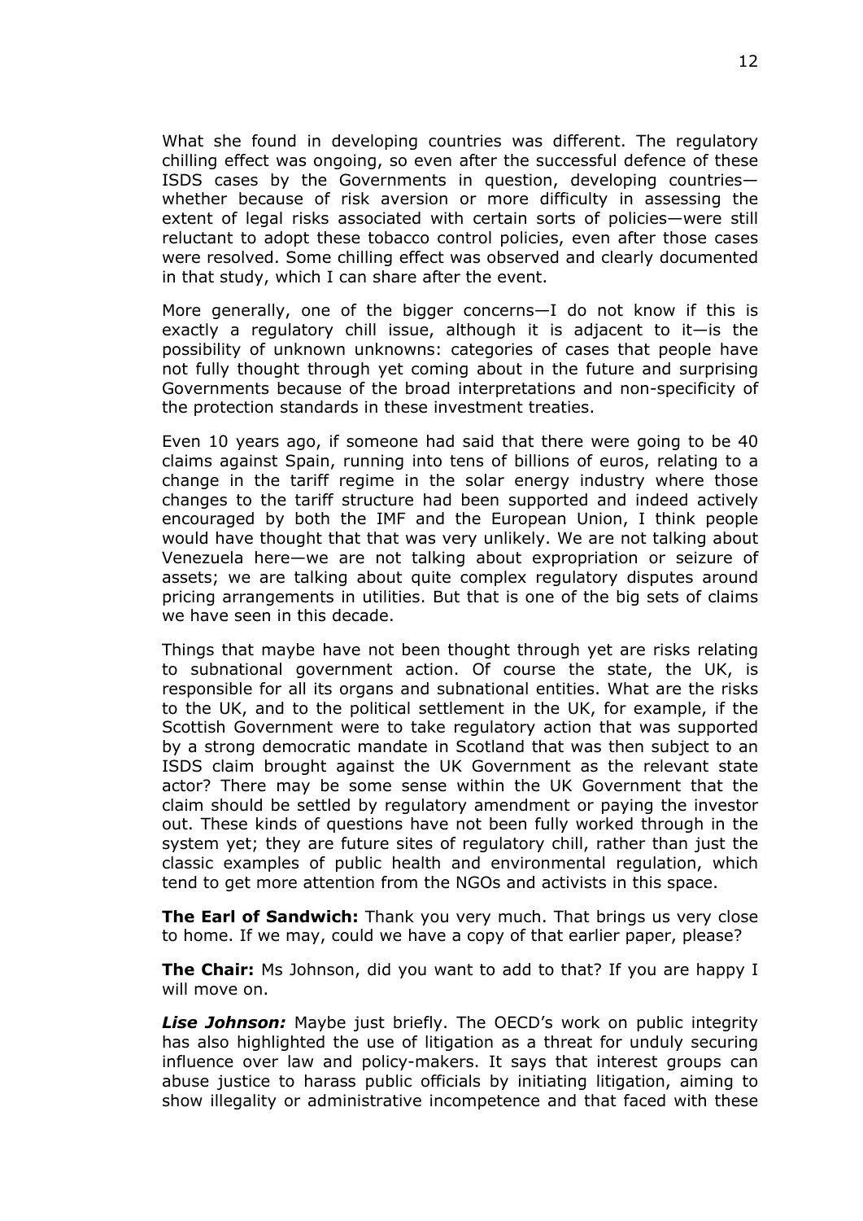What she found in developing countries was different. The regulatory chilling effect was ongoing, so even after the successful defence of these ISDS cases by the Governments in question, developing countries—whether because of risk aversion or more difficulty in assessing the extent of legal risks associated with certain sorts of policies—were still reluctant to adopt these tobacco control policies, even after those cases were resolved. Some chilling effect was observed and clearly documented in that study, which I can share after the event.

More generally, one of the bigger concerns—I do not know if this is exactly a regulatory chill issue, although it is adjacent to it—is the possibility of unknown unknowns: categories of cases that people have not fully thought through yet coming about in the future and surprising Governments because of the broad interpretations and non-specificity of the protection standards in these investment treaties.

Even 10 years ago, if someone had said that there were going to be 40 claims against Spain, running into tens of billions of euros, relating to a change in the tariff regime in the solar energy industry where those changes to the tariff structure had been supported and indeed actively encouraged by both the IMF and the European Union, I think people would have thought that that was very unlikely. We are not talking about Venezuela here—we are not talking about expropriation or seizure of assets; we are talking about quite complex regulatory disputes around pricing arrangements in utilities. But that is one of the big sets of claims we have seen in this decade.

Things that maybe have not been thought through yet are risks relating to subnational government action. Of course the state, the UK, is responsible for all its organs and subnational entities. What are the risks to the UK, and to the political settlement in the UK, for example, if the Scottish Government were to take regulatory action that was supported by a strong democratic mandate in Scotland that was then subject to an ISDS claim brought against the UK Government as the relevant state actor? There may be some sense within the UK Government that the claim should be settled by regulatory amendment or paying the investor out. These kinds of questions have not been fully worked through in the system yet; they are future sites of regulatory chill, rather than just the classic examples of public health and environmental regulation, which tend to get more attention from the NGOs and activists in this space.

**The Earl of Sandwich:** Thank you very much. That brings us very close to home. If we may, could we have a copy of that earlier paper, please?

**The Chair:** Ms Johnson, did you want to add to that? If you are happy I will move on.

***Lise Johnson:*** Maybe just briefly. The OECD's work on public integrity has also highlighted the use of litigation as a threat for unduly securing influence over law and policy-makers. It says that interest groups can abuse justice to harass public officials by initiating litigation, aiming to show illegality or administrative incompetence and that faced with these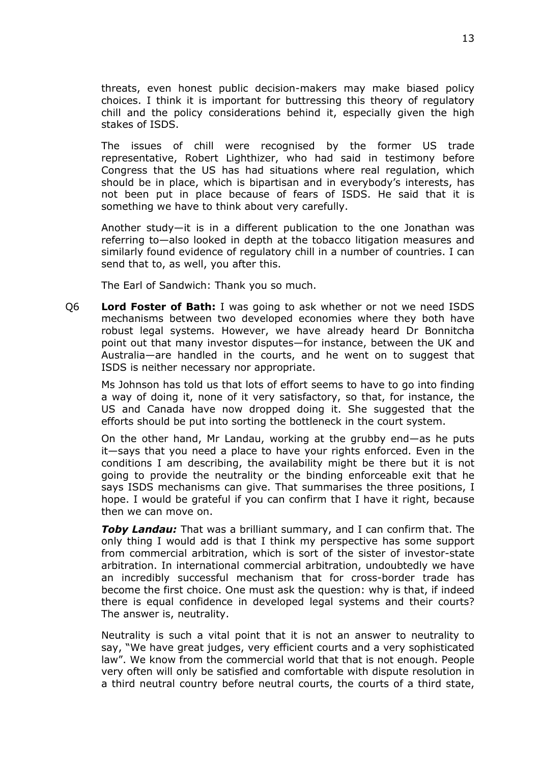threats, even honest public decision-makers may make biased policy choices. I think it is important for buttressing this theory of regulatory chill and the policy considerations behind it, especially given the high stakes of ISDS.

The issues of chill were recognised by the former US trade representative, Robert Lighthizer, who had said in testimony before Congress that the US has had situations where real regulation, which should be in place, which is bipartisan and in everybody's interests, has not been put in place because of fears of ISDS. He said that it is something we have to think about very carefully.

Another study—it is in a different publication to the one Jonathan was referring to—also looked in depth at the tobacco litigation measures and similarly found evidence of regulatory chill in a number of countries. I can send that to, as well, you after this.

The Earl of Sandwich: Thank you so much.

Q6 **Lord Foster of Bath:** I was going to ask whether or not we need ISDS mechanisms between two developed economies where they both have robust legal systems. However, we have already heard Dr Bonnitcha point out that many investor disputes—for instance, between the UK and Australia—are handled in the courts, and he went on to suggest that ISDS is neither necessary nor appropriate.

Ms Johnson has told us that lots of effort seems to have to go into finding a way of doing it, none of it very satisfactory, so that, for instance, the US and Canada have now dropped doing it. She suggested that the efforts should be put into sorting the bottleneck in the court system.

On the other hand, Mr Landau, working at the grubby end—as he puts it—says that you need a place to have your rights enforced. Even in the conditions I am describing, the availability might be there but it is not going to provide the neutrality or the binding enforceable exit that he says ISDS mechanisms can give. That summarises the three positions, I hope. I would be grateful if you can confirm that I have it right, because then we can move on.

***Toby Landau:*** That was a brilliant summary, and I can confirm that. The only thing I would add is that I think my perspective has some support from commercial arbitration, which is sort of the sister of investor-state arbitration. In international commercial arbitration, undoubtedly we have an incredibly successful mechanism that for cross-border trade has become the first choice. One must ask the question: why is that, if indeed there is equal confidence in developed legal systems and their courts? The answer is, neutrality.

Neutrality is such a vital point that it is not an answer to neutrality to say, "We have great judges, very efficient courts and a very sophisticated law". We know from the commercial world that that is not enough. People very often will only be satisfied and comfortable with dispute resolution in a third neutral country before neutral courts, the courts of a third state,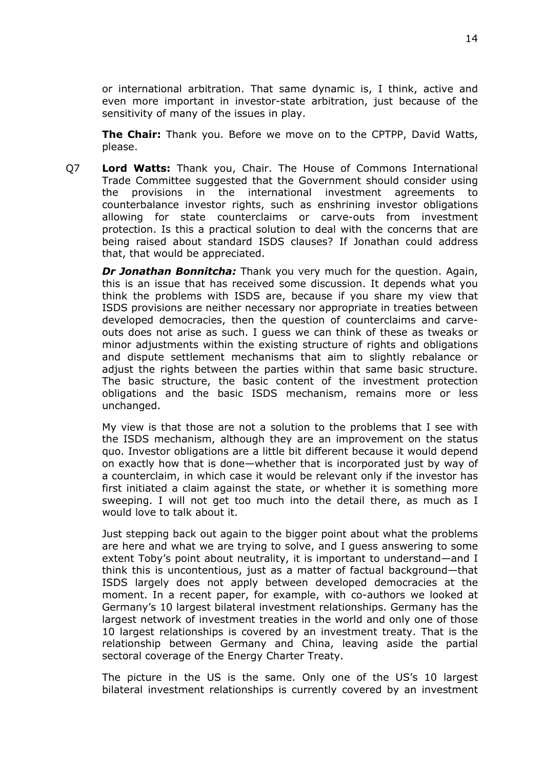or international arbitration. That same dynamic is, I think, active and even more important in investor-state arbitration, just because of the sensitivity of many of the issues in play.

**The Chair:** Thank you. Before we move on to the CPTPP, David Watts, please.

Q7 **Lord Watts:** Thank you, Chair. The House of Commons International Trade Committee suggested that the Government should consider using the provisions in the international investment agreements to counterbalance investor rights, such as enshrining investor obligations allowing for state counterclaims or carve-outs from investment protection. Is this a practical solution to deal with the concerns that are being raised about standard ISDS clauses? If Jonathan could address that, that would be appreciated.

***Dr Jonathan Bonnitcha:*** Thank you very much for the question. Again, this is an issue that has received some discussion. It depends what you think the problems with ISDS are, because if you share my view that ISDS provisions are neither necessary nor appropriate in treaties between developed democracies, then the question of counterclaims and carve-outs does not arise as such. I guess we can think of these as tweaks or minor adjustments within the existing structure of rights and obligations and dispute settlement mechanisms that aim to slightly rebalance or adjust the rights between the parties within that same basic structure. The basic structure, the basic content of the investment protection obligations and the basic ISDS mechanism, remains more or less unchanged.

My view is that those are not a solution to the problems that I see with the ISDS mechanism, although they are an improvement on the status quo. Investor obligations are a little bit different because it would depend on exactly how that is done—whether that is incorporated just by way of a counterclaim, in which case it would be relevant only if the investor has first initiated a claim against the state, or whether it is something more sweeping. I will not get too much into the detail there, as much as I would love to talk about it.

Just stepping back out again to the bigger point about what the problems are here and what we are trying to solve, and I guess answering to some extent Toby's point about neutrality, it is important to understand—and I think this is uncontentious, just as a matter of factual background—that ISDS largely does not apply between developed democracies at the moment. In a recent paper, for example, with co-authors we looked at Germany's 10 largest bilateral investment relationships. Germany has the largest network of investment treaties in the world and only one of those 10 largest relationships is covered by an investment treaty. That is the relationship between Germany and China, leaving aside the partial sectoral coverage of the Energy Charter Treaty.

The picture in the US is the same. Only one of the US's 10 largest bilateral investment relationships is currently covered by an investment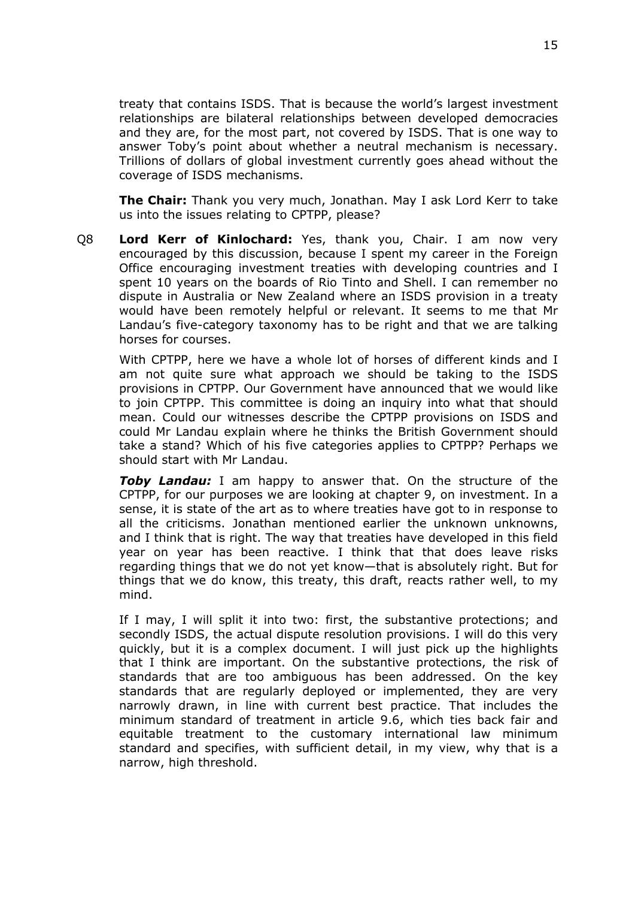treaty that contains ISDS. That is because the world's largest investment relationships are bilateral relationships between developed democracies and they are, for the most part, not covered by ISDS. That is one way to answer Toby's point about whether a neutral mechanism is necessary. Trillions of dollars of global investment currently goes ahead without the coverage of ISDS mechanisms.

**The Chair:** Thank you very much, Jonathan. May I ask Lord Kerr to take us into the issues relating to CPTPP, please?

Q8 **Lord Kerr of Kinlochard:** Yes, thank you, Chair. I am now very encouraged by this discussion, because I spent my career in the Foreign Office encouraging investment treaties with developing countries and I spent 10 years on the boards of Rio Tinto and Shell. I can remember no dispute in Australia or New Zealand where an ISDS provision in a treaty would have been remotely helpful or relevant. It seems to me that Mr Landau's five-category taxonomy has to be right and that we are talking horses for courses.

With CPTPP, here we have a whole lot of horses of different kinds and I am not quite sure what approach we should be taking to the ISDS provisions in CPTPP. Our Government have announced that we would like to join CPTPP. This committee is doing an inquiry into what that should mean. Could our witnesses describe the CPTPP provisions on ISDS and could Mr Landau explain where he thinks the British Government should take a stand? Which of his five categories applies to CPTPP? Perhaps we should start with Mr Landau.

***Toby Landau:*** I am happy to answer that. On the structure of the CPTPP, for our purposes we are looking at chapter 9, on investment. In a sense, it is state of the art as to where treaties have got to in response to all the criticisms. Jonathan mentioned earlier the unknown unknowns, and I think that is right. The way that treaties have developed in this field year on year has been reactive. I think that that does leave risks regarding things that we do not yet know—that is absolutely right. But for things that we do know, this treaty, this draft, reacts rather well, to my mind.

If I may, I will split it into two: first, the substantive protections; and secondly ISDS, the actual dispute resolution provisions. I will do this very quickly, but it is a complex document. I will just pick up the highlights that I think are important. On the substantive protections, the risk of standards that are too ambiguous has been addressed. On the key standards that are regularly deployed or implemented, they are very narrowly drawn, in line with current best practice. That includes the minimum standard of treatment in article 9.6, which ties back fair and equitable treatment to the customary international law minimum standard and specifies, with sufficient detail, in my view, why that is a narrow, high threshold.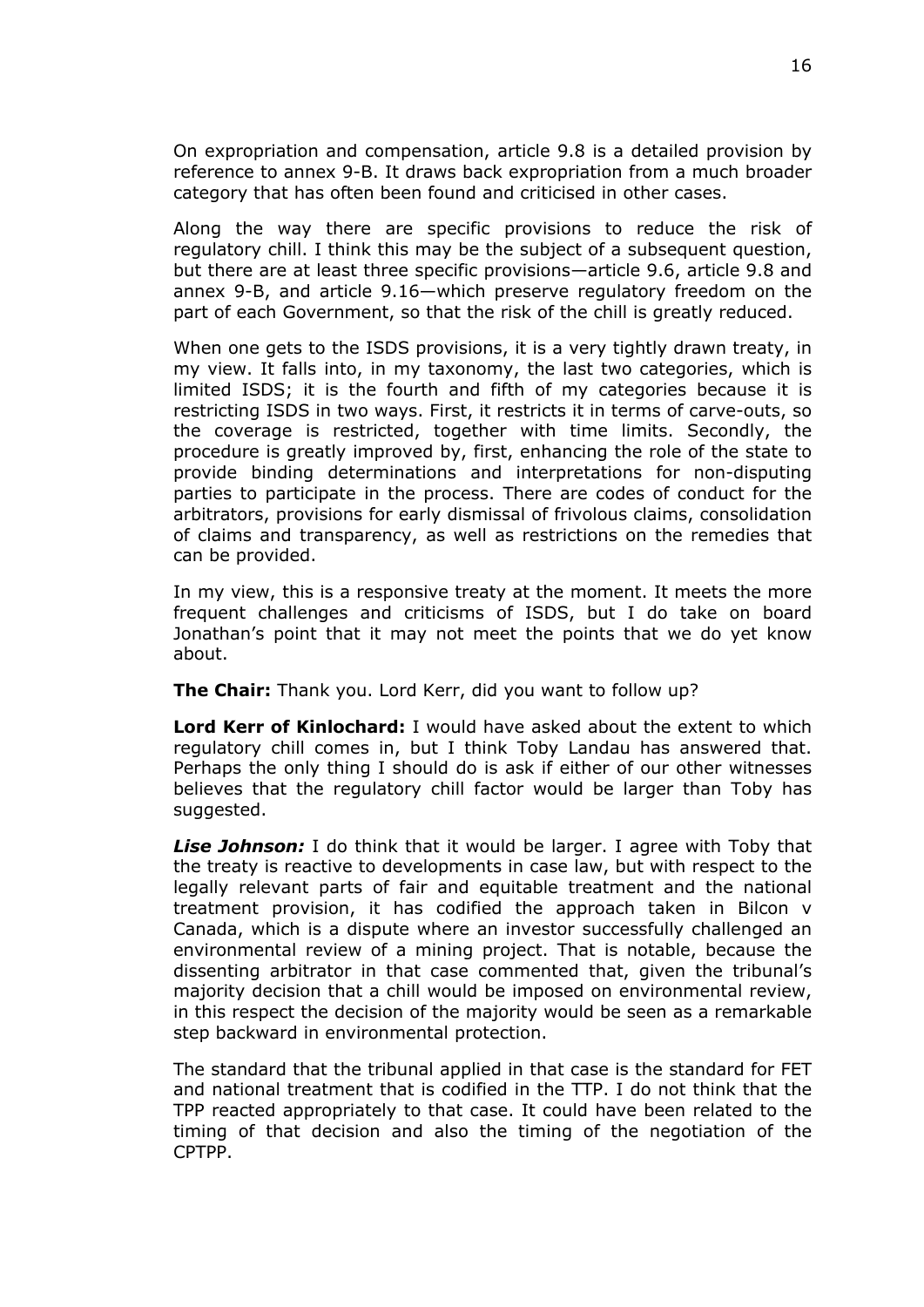On expropriation and compensation, article 9.8 is a detailed provision by reference to annex 9-B. It draws back expropriation from a much broader category that has often been found and criticised in other cases.

Along the way there are specific provisions to reduce the risk of regulatory chill. I think this may be the subject of a subsequent question, but there are at least three specific provisions—article 9.6, article 9.8 and annex 9-B, and article 9.16—which preserve regulatory freedom on the part of each Government, so that the risk of the chill is greatly reduced.

When one gets to the ISDS provisions, it is a very tightly drawn treaty, in my view. It falls into, in my taxonomy, the last two categories, which is limited ISDS; it is the fourth and fifth of my categories because it is restricting ISDS in two ways. First, it restricts it in terms of carve-outs, so the coverage is restricted, together with time limits. Secondly, the procedure is greatly improved by, first, enhancing the role of the state to provide binding determinations and interpretations for non-disputing parties to participate in the process. There are codes of conduct for the arbitrators, provisions for early dismissal of frivolous claims, consolidation of claims and transparency, as well as restrictions on the remedies that can be provided.

In my view, this is a responsive treaty at the moment. It meets the more frequent challenges and criticisms of ISDS, but I do take on board Jonathan's point that it may not meet the points that we do yet know about.

**The Chair:** Thank you. Lord Kerr, did you want to follow up?

**Lord Kerr of Kinlochard:** I would have asked about the extent to which regulatory chill comes in, but I think Toby Landau has answered that. Perhaps the only thing I should do is ask if either of our other witnesses believes that the regulatory chill factor would be larger than Toby has suggested.

***Lise Johnson:*** I do think that it would be larger. I agree with Toby that the treaty is reactive to developments in case law, but with respect to the legally relevant parts of fair and equitable treatment and the national treatment provision, it has codified the approach taken in Bilcon v Canada, which is a dispute where an investor successfully challenged an environmental review of a mining project. That is notable, because the dissenting arbitrator in that case commented that, given the tribunal's majority decision that a chill would be imposed on environmental review, in this respect the decision of the majority would be seen as a remarkable step backward in environmental protection.

The standard that the tribunal applied in that case is the standard for FET and national treatment that is codified in the TTP. I do not think that the TPP reacted appropriately to that case. It could have been related to the timing of that decision and also the timing of the negotiation of the CPTPP.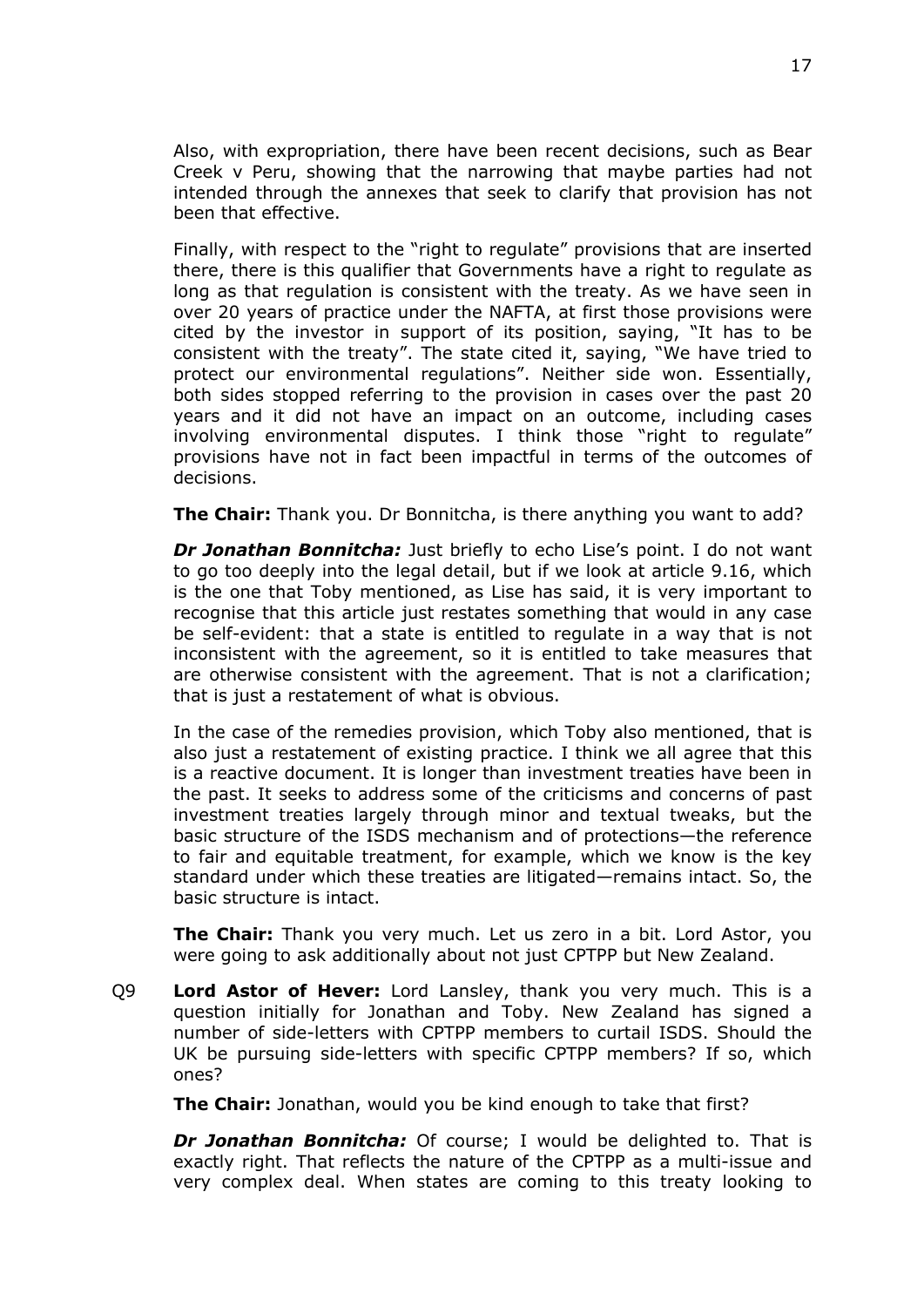Also, with expropriation, there have been recent decisions, such as Bear Creek v Peru, showing that the narrowing that maybe parties had not intended through the annexes that seek to clarify that provision has not been that effective.

Finally, with respect to the "right to regulate" provisions that are inserted there, there is this qualifier that Governments have a right to regulate as long as that regulation is consistent with the treaty. As we have seen in over 20 years of practice under the NAFTA, at first those provisions were cited by the investor in support of its position, saying, "It has to be consistent with the treaty". The state cited it, saying, "We have tried to protect our environmental regulations". Neither side won. Essentially, both sides stopped referring to the provision in cases over the past 20 years and it did not have an impact on an outcome, including cases involving environmental disputes. I think those "right to regulate" provisions have not in fact been impactful in terms of the outcomes of decisions.

**The Chair:** Thank you. Dr Bonnitcha, is there anything you want to add?

***Dr Jonathan Bonnitcha:*** Just briefly to echo Lise's point. I do not want to go too deeply into the legal detail, but if we look at article 9.16, which is the one that Toby mentioned, as Lise has said, it is very important to recognise that this article just restates something that would in any case be self-evident: that a state is entitled to regulate in a way that is not inconsistent with the agreement, so it is entitled to take measures that are otherwise consistent with the agreement. That is not a clarification; that is just a restatement of what is obvious.

In the case of the remedies provision, which Toby also mentioned, that is also just a restatement of existing practice. I think we all agree that this is a reactive document. It is longer than investment treaties have been in the past. It seeks to address some of the criticisms and concerns of past investment treaties largely through minor and textual tweaks, but the basic structure of the ISDS mechanism and of protections—the reference to fair and equitable treatment, for example, which we know is the key standard under which these treaties are litigated—remains intact. So, the basic structure is intact.

**The Chair:** Thank you very much. Let us zero in a bit. Lord Astor, you were going to ask additionally about not just CPTPP but New Zealand.

Q9 **Lord Astor of Hever:** Lord Lansley, thank you very much. This is a question initially for Jonathan and Toby. New Zealand has signed a number of side-letters with CPTPP members to curtail ISDS. Should the UK be pursuing side-letters with specific CPTPP members? If so, which ones?

**The Chair:** Jonathan, would you be kind enough to take that first?

***Dr Jonathan Bonnitcha:*** Of course; I would be delighted to. That is exactly right. That reflects the nature of the CPTPP as a multi-issue and very complex deal. When states are coming to this treaty looking to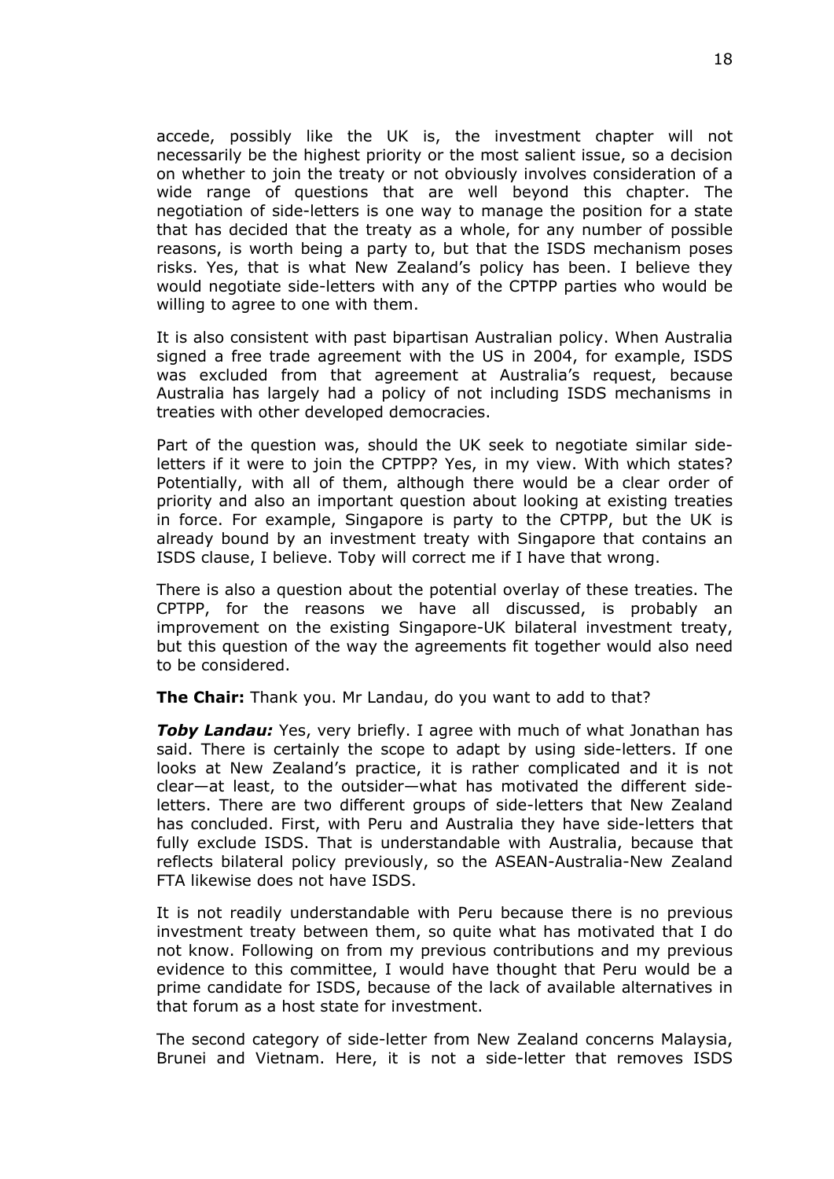accede, possibly like the UK is, the investment chapter will not necessarily be the highest priority or the most salient issue, so a decision on whether to join the treaty or not obviously involves consideration of a wide range of questions that are well beyond this chapter. The negotiation of side-letters is one way to manage the position for a state that has decided that the treaty as a whole, for any number of possible reasons, is worth being a party to, but that the ISDS mechanism poses risks. Yes, that is what New Zealand's policy has been. I believe they would negotiate side-letters with any of the CPTPP parties who would be willing to agree to one with them.

It is also consistent with past bipartisan Australian policy. When Australia signed a free trade agreement with the US in 2004, for example, ISDS was excluded from that agreement at Australia's request, because Australia has largely had a policy of not including ISDS mechanisms in treaties with other developed democracies.

Part of the question was, should the UK seek to negotiate similar side-letters if it were to join the CPTPP? Yes, in my view. With which states? Potentially, with all of them, although there would be a clear order of priority and also an important question about looking at existing treaties in force. For example, Singapore is party to the CPTPP, but the UK is already bound by an investment treaty with Singapore that contains an ISDS clause, I believe. Toby will correct me if I have that wrong.

There is also a question about the potential overlay of these treaties. The CPTPP, for the reasons we have all discussed, is probably an improvement on the existing Singapore-UK bilateral investment treaty, but this question of the way the agreements fit together would also need to be considered.

**The Chair:** Thank you. Mr Landau, do you want to add to that?

***Toby Landau:*** Yes, very briefly. I agree with much of what Jonathan has said. There is certainly the scope to adapt by using side-letters. If one looks at New Zealand's practice, it is rather complicated and it is not clear—at least, to the outsider—what has motivated the different side-letters. There are two different groups of side-letters that New Zealand has concluded. First, with Peru and Australia they have side-letters that fully exclude ISDS. That is understandable with Australia, because that reflects bilateral policy previously, so the ASEAN-Australia-New Zealand FTA likewise does not have ISDS.

It is not readily understandable with Peru because there is no previous investment treaty between them, so quite what has motivated that I do not know. Following on from my previous contributions and my previous evidence to this committee, I would have thought that Peru would be a prime candidate for ISDS, because of the lack of available alternatives in that forum as a host state for investment.

The second category of side-letter from New Zealand concerns Malaysia, Brunei and Vietnam. Here, it is not a side-letter that removes ISDS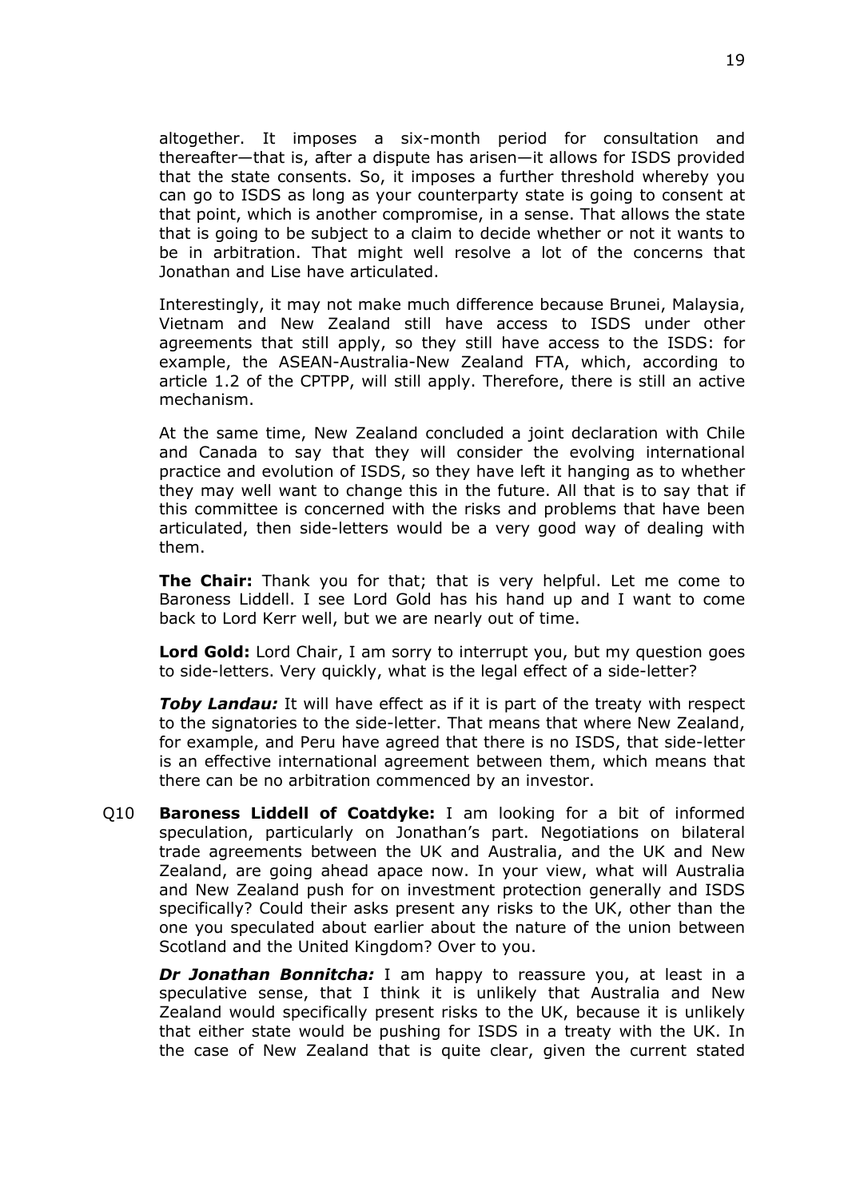altogether. It imposes a six-month period for consultation and thereafter—that is, after a dispute has arisen—it allows for ISDS provided that the state consents. So, it imposes a further threshold whereby you can go to ISDS as long as your counterparty state is going to consent at that point, which is another compromise, in a sense. That allows the state that is going to be subject to a claim to decide whether or not it wants to be in arbitration. That might well resolve a lot of the concerns that Jonathan and Lise have articulated.

Interestingly, it may not make much difference because Brunei, Malaysia, Vietnam and New Zealand still have access to ISDS under other agreements that still apply, so they still have access to the ISDS: for example, the ASEAN-Australia-New Zealand FTA, which, according to article 1.2 of the CPTPP, will still apply. Therefore, there is still an active mechanism.

At the same time, New Zealand concluded a joint declaration with Chile and Canada to say that they will consider the evolving international practice and evolution of ISDS, so they have left it hanging as to whether they may well want to change this in the future. All that is to say that if this committee is concerned with the risks and problems that have been articulated, then side-letters would be a very good way of dealing with them.

**The Chair:** Thank you for that; that is very helpful. Let me come to Baroness Liddell. I see Lord Gold has his hand up and I want to come back to Lord Kerr well, but we are nearly out of time.

**Lord Gold:** Lord Chair, I am sorry to interrupt you, but my question goes to side-letters. Very quickly, what is the legal effect of a side-letter?

***Toby Landau:*** It will have effect as if it is part of the treaty with respect to the signatories to the side-letter. That means that where New Zealand, for example, and Peru have agreed that there is no ISDS, that side-letter is an effective international agreement between them, which means that there can be no arbitration commenced by an investor.

Q10 **Baroness Liddell of Coatdyke:** I am looking for a bit of informed speculation, particularly on Jonathan's part. Negotiations on bilateral trade agreements between the UK and Australia, and the UK and New Zealand, are going ahead apace now. In your view, what will Australia and New Zealand push for on investment protection generally and ISDS specifically? Could their asks present any risks to the UK, other than the one you speculated about earlier about the nature of the union between Scotland and the United Kingdom? Over to you.

***Dr Jonathan Bonnitcha:*** I am happy to reassure you, at least in a speculative sense, that I think it is unlikely that Australia and New Zealand would specifically present risks to the UK, because it is unlikely that either state would be pushing for ISDS in a treaty with the UK. In the case of New Zealand that is quite clear, given the current stated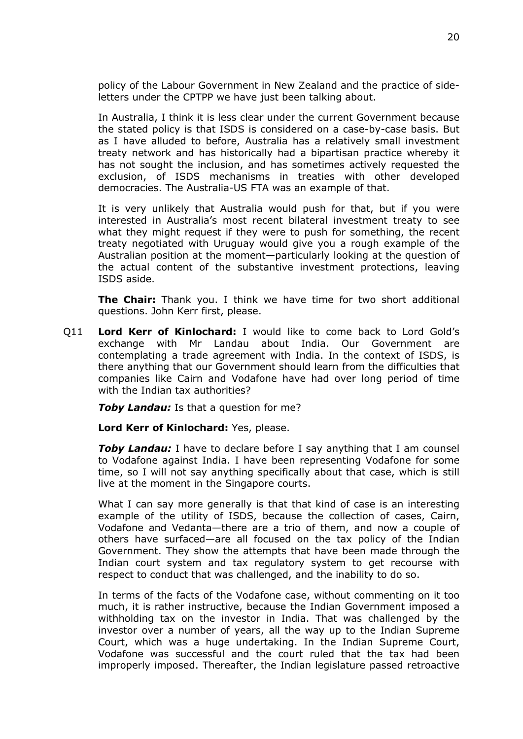policy of the Labour Government in New Zealand and the practice of side-letters under the CPTPP we have just been talking about.

In Australia, I think it is less clear under the current Government because the stated policy is that ISDS is considered on a case-by-case basis. But as I have alluded to before, Australia has a relatively small investment treaty network and has historically had a bipartisan practice whereby it has not sought the inclusion, and has sometimes actively requested the exclusion, of ISDS mechanisms in treaties with other developed democracies. The Australia-US FTA was an example of that.

It is very unlikely that Australia would push for that, but if you were interested in Australia's most recent bilateral investment treaty to see what they might request if they were to push for something, the recent treaty negotiated with Uruguay would give you a rough example of the Australian position at the moment—particularly looking at the question of the actual content of the substantive investment protections, leaving ISDS aside.

**The Chair:** Thank you. I think we have time for two short additional questions. John Kerr first, please.

Q11 **Lord Kerr of Kinlochard:** I would like to come back to Lord Gold's exchange with Mr Landau about India. Our Government are contemplating a trade agreement with India. In the context of ISDS, is there anything that our Government should learn from the difficulties that companies like Cairn and Vodafone have had over long period of time with the Indian tax authorities?

***Toby Landau:*** Is that a question for me?

**Lord Kerr of Kinlochard:** Yes, please.

***Toby Landau:*** I have to declare before I say anything that I am counsel to Vodafone against India. I have been representing Vodafone for some time, so I will not say anything specifically about that case, which is still live at the moment in the Singapore courts.

What I can say more generally is that that kind of case is an interesting example of the utility of ISDS, because the collection of cases, Cairn, Vodafone and Vedanta—there are a trio of them, and now a couple of others have surfaced—are all focused on the tax policy of the Indian Government. They show the attempts that have been made through the Indian court system and tax regulatory system to get recourse with respect to conduct that was challenged, and the inability to do so.

In terms of the facts of the Vodafone case, without commenting on it too much, it is rather instructive, because the Indian Government imposed a withholding tax on the investor in India. That was challenged by the investor over a number of years, all the way up to the Indian Supreme Court, which was a huge undertaking. In the Indian Supreme Court, Vodafone was successful and the court ruled that the tax had been improperly imposed. Thereafter, the Indian legislature passed retroactive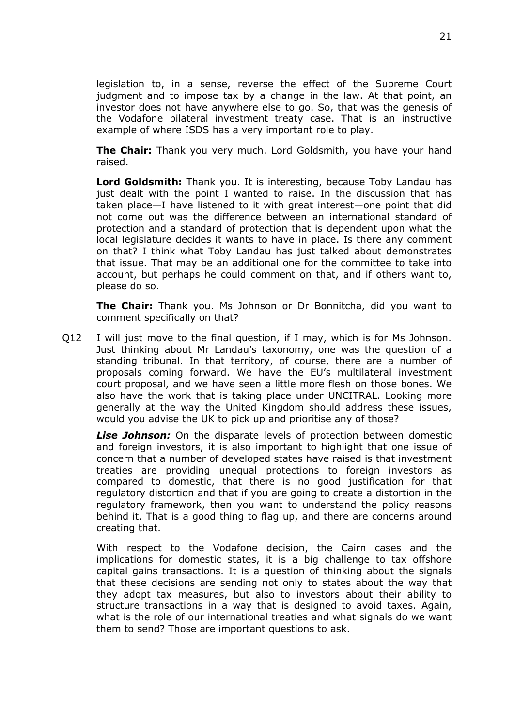legislation to, in a sense, reverse the effect of the Supreme Court judgment and to impose tax by a change in the law. At that point, an investor does not have anywhere else to go. So, that was the genesis of the Vodafone bilateral investment treaty case. That is an instructive example of where ISDS has a very important role to play.

**The Chair:** Thank you very much. Lord Goldsmith, you have your hand raised.

**Lord Goldsmith:** Thank you. It is interesting, because Toby Landau has just dealt with the point I wanted to raise. In the discussion that has taken place—I have listened to it with great interest—one point that did not come out was the difference between an international standard of protection and a standard of protection that is dependent upon what the local legislature decides it wants to have in place. Is there any comment on that? I think what Toby Landau has just talked about demonstrates that issue. That may be an additional one for the committee to take into account, but perhaps he could comment on that, and if others want to, please do so.

**The Chair:** Thank you. Ms Johnson or Dr Bonnitcha, did you want to comment specifically on that?

Q12 I will just move to the final question, if I may, which is for Ms Johnson. Just thinking about Mr Landau's taxonomy, one was the question of a standing tribunal. In that territory, of course, there are a number of proposals coming forward. We have the EU's multilateral investment court proposal, and we have seen a little more flesh on those bones. We also have the work that is taking place under UNCITRAL. Looking more generally at the way the United Kingdom should address these issues, would you advise the UK to pick up and prioritise any of those?

***Lise Johnson:*** On the disparate levels of protection between domestic and foreign investors, it is also important to highlight that one issue of concern that a number of developed states have raised is that investment treaties are providing unequal protections to foreign investors as compared to domestic, that there is no good justification for that regulatory distortion and that if you are going to create a distortion in the regulatory framework, then you want to understand the policy reasons behind it. That is a good thing to flag up, and there are concerns around creating that.

With respect to the Vodafone decision, the Cairn cases and the implications for domestic states, it is a big challenge to tax offshore capital gains transactions. It is a question of thinking about the signals that these decisions are sending not only to states about the way that they adopt tax measures, but also to investors about their ability to structure transactions in a way that is designed to avoid taxes. Again, what is the role of our international treaties and what signals do we want them to send? Those are important questions to ask.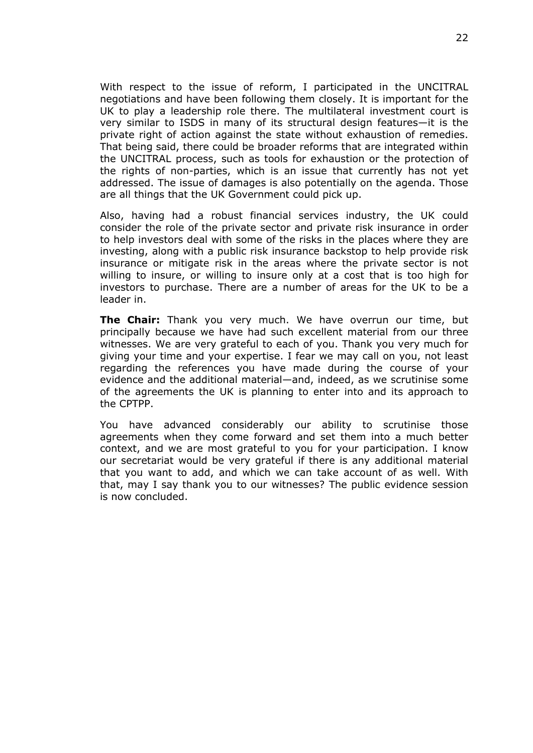With respect to the issue of reform, I participated in the UNCITRAL negotiations and have been following them closely. It is important for the UK to play a leadership role there. The multilateral investment court is very similar to ISDS in many of its structural design features—it is the private right of action against the state without exhaustion of remedies. That being said, there could be broader reforms that are integrated within the UNCITRAL process, such as tools for exhaustion or the protection of the rights of non-parties, which is an issue that currently has not yet addressed. The issue of damages is also potentially on the agenda. Those are all things that the UK Government could pick up.

Also, having had a robust financial services industry, the UK could consider the role of the private sector and private risk insurance in order to help investors deal with some of the risks in the places where they are investing, along with a public risk insurance backstop to help provide risk insurance or mitigate risk in the areas where the private sector is not willing to insure, or willing to insure only at a cost that is too high for investors to purchase. There are a number of areas for the UK to be a leader in.

**The Chair:** Thank you very much. We have overrun our time, but principally because we have had such excellent material from our three witnesses. We are very grateful to each of you. Thank you very much for giving your time and your expertise. I fear we may call on you, not least regarding the references you have made during the course of your evidence and the additional material—and, indeed, as we scrutinise some of the agreements the UK is planning to enter into and its approach to the CPTPP.

You have advanced considerably our ability to scrutinise those agreements when they come forward and set them into a much better context, and we are most grateful to you for your participation. I know our secretariat would be very grateful if there is any additional material that you want to add, and which we can take account of as well. With that, may I say thank you to our witnesses? The public evidence session is now concluded.